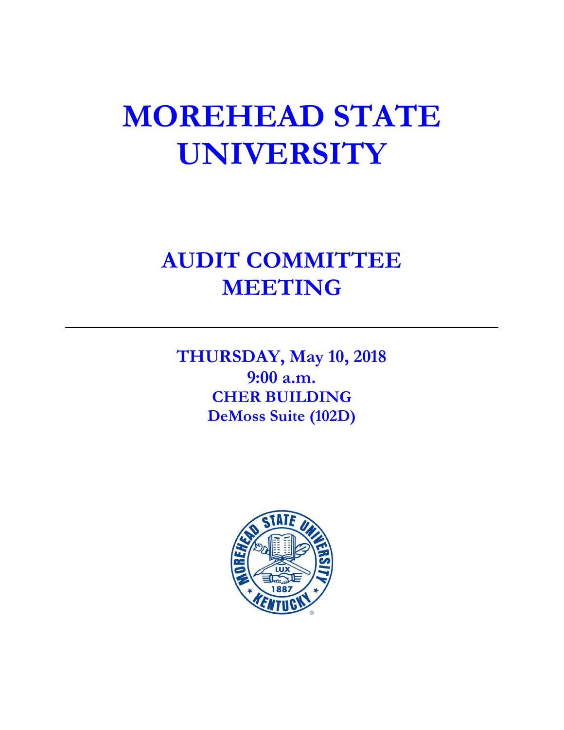# MOREHEAD STATE UNIVERSITY

## AUDIT COMMITTEE MEETING

---

**THURSDAY, May 10, 2018**
**9:00 a.m.**
**CHER BUILDING**
**DeMoss Suite (102D)**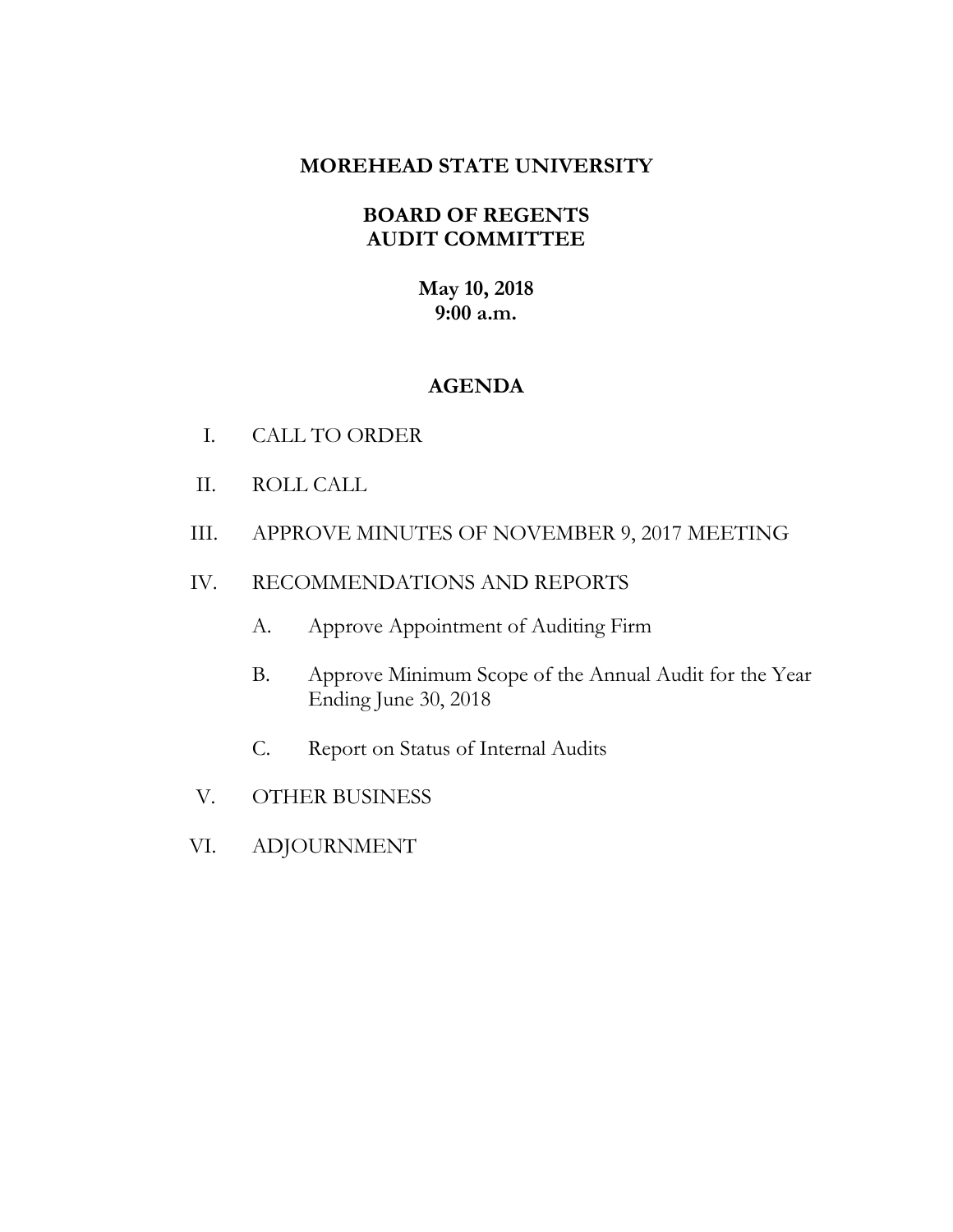# MOREHEAD STATE UNIVERSITY

## BOARD OF REGENTS
## AUDIT COMMITTEE

**May 10, 2018**
**9:00 a.m.**

## AGENDA

I. CALL TO ORDER

II. ROLL CALL

III. APPROVE MINUTES OF NOVEMBER 9, 2017 MEETING

IV. RECOMMENDATIONS AND REPORTS

   A. Approve Appointment of Auditing Firm

   B. Approve Minimum Scope of the Annual Audit for the Year Ending June 30, 2018

   C. Report on Status of Internal Audits

V. OTHER BUSINESS

VI. ADJOURNMENT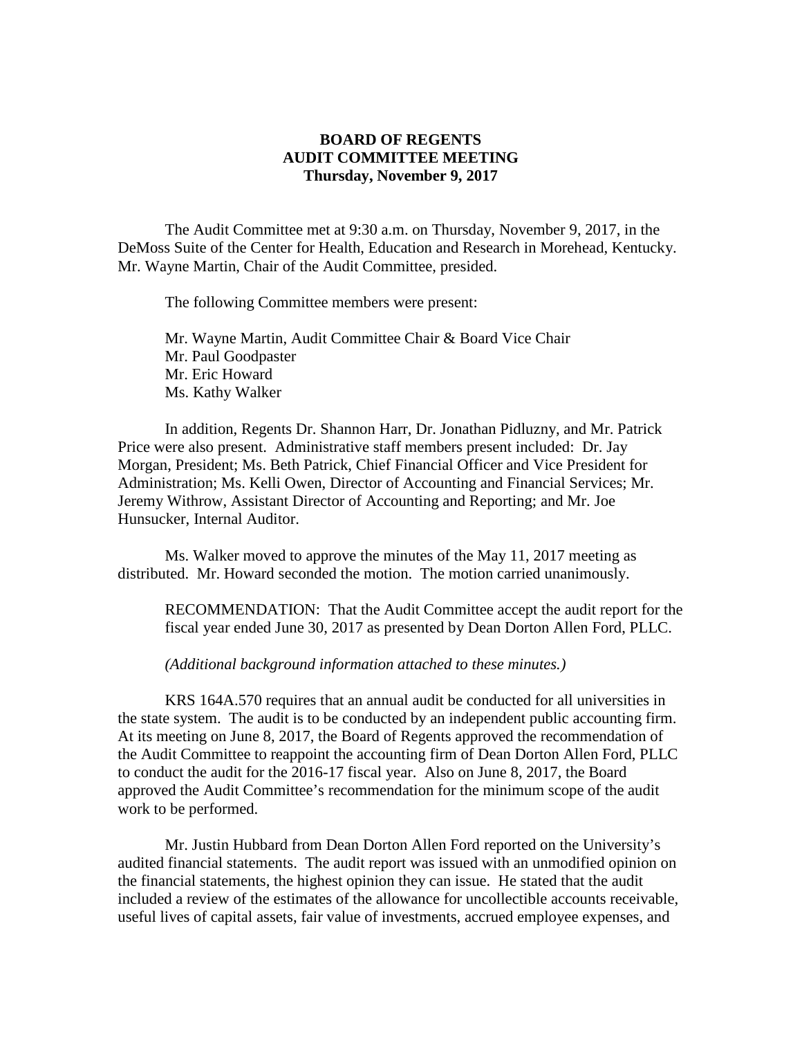**BOARD OF REGENTS**
**AUDIT COMMITTEE MEETING**
**Thursday, November 9, 2017**

The Audit Committee met at 9:30 a.m. on Thursday, November 9, 2017, in the DeMoss Suite of the Center for Health, Education and Research in Morehead, Kentucky. Mr. Wayne Martin, Chair of the Audit Committee, presided.

The following Committee members were present:

Mr. Wayne Martin, Audit Committee Chair & Board Vice Chair
Mr. Paul Goodpaster
Mr. Eric Howard
Ms. Kathy Walker

In addition, Regents Dr. Shannon Harr, Dr. Jonathan Pidluzny, and Mr. Patrick Price were also present. Administrative staff members present included: Dr. Jay Morgan, President; Ms. Beth Patrick, Chief Financial Officer and Vice President for Administration; Ms. Kelli Owen, Director of Accounting and Financial Services; Mr. Jeremy Withrow, Assistant Director of Accounting and Reporting; and Mr. Joe Hunsucker, Internal Auditor.

Ms. Walker moved to approve the minutes of the May 11, 2017 meeting as distributed. Mr. Howard seconded the motion. The motion carried unanimously.

RECOMMENDATION: That the Audit Committee accept the audit report for the fiscal year ended June 30, 2017 as presented by Dean Dorton Allen Ford, PLLC.

*(Additional background information attached to these minutes.)*

KRS 164A.570 requires that an annual audit be conducted for all universities in the state system. The audit is to be conducted by an independent public accounting firm. At its meeting on June 8, 2017, the Board of Regents approved the recommendation of the Audit Committee to reappoint the accounting firm of Dean Dorton Allen Ford, PLLC to conduct the audit for the 2016-17 fiscal year. Also on June 8, 2017, the Board approved the Audit Committee's recommendation for the minimum scope of the audit work to be performed.

Mr. Justin Hubbard from Dean Dorton Allen Ford reported on the University's audited financial statements. The audit report was issued with an unmodified opinion on the financial statements, the highest opinion they can issue. He stated that the audit included a review of the estimates of the allowance for uncollectible accounts receivable, useful lives of capital assets, fair value of investments, accrued employee expenses, and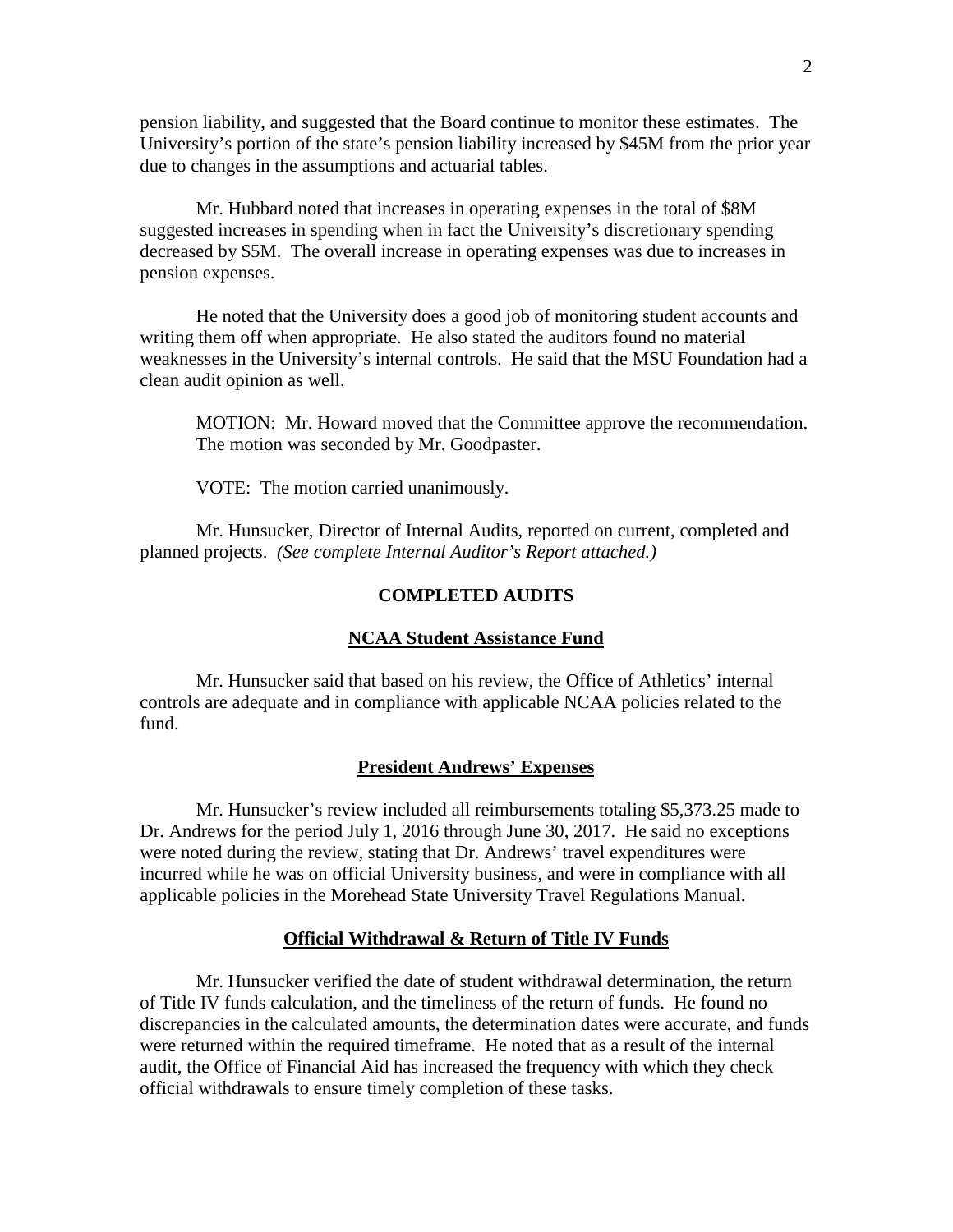pension liability, and suggested that the Board continue to monitor these estimates. The University's portion of the state's pension liability increased by $45M from the prior year due to changes in the assumptions and actuarial tables.

Mr. Hubbard noted that increases in operating expenses in the total of $8M suggested increases in spending when in fact the University's discretionary spending decreased by $5M. The overall increase in operating expenses was due to increases in pension expenses.

He noted that the University does a good job of monitoring student accounts and writing them off when appropriate. He also stated the auditors found no material weaknesses in the University's internal controls. He said that the MSU Foundation had a clean audit opinion as well.

> MOTION: Mr. Howard moved that the Committee approve the recommendation. The motion was seconded by Mr. Goodpaster.
>
> VOTE: The motion carried unanimously.

Mr. Hunsucker, Director of Internal Audits, reported on current, completed and planned projects. *(See complete Internal Auditor's Report attached.)*

## COMPLETED AUDITS

### NCAA Student Assistance Fund

Mr. Hunsucker said that based on his review, the Office of Athletics' internal controls are adequate and in compliance with applicable NCAA policies related to the fund.

### President Andrews' Expenses

Mr. Hunsucker's review included all reimbursements totaling $5,373.25 made to Dr. Andrews for the period July 1, 2016 through June 30, 2017. He said no exceptions were noted during the review, stating that Dr. Andrews' travel expenditures were incurred while he was on official University business, and were in compliance with all applicable policies in the Morehead State University Travel Regulations Manual.

### Official Withdrawal & Return of Title IV Funds

Mr. Hunsucker verified the date of student withdrawal determination, the return of Title IV funds calculation, and the timeliness of the return of funds. He found no discrepancies in the calculated amounts, the determination dates were accurate, and funds were returned within the required timeframe. He noted that as a result of the internal audit, the Office of Financial Aid has increased the frequency with which they check official withdrawals to ensure timely completion of these tasks.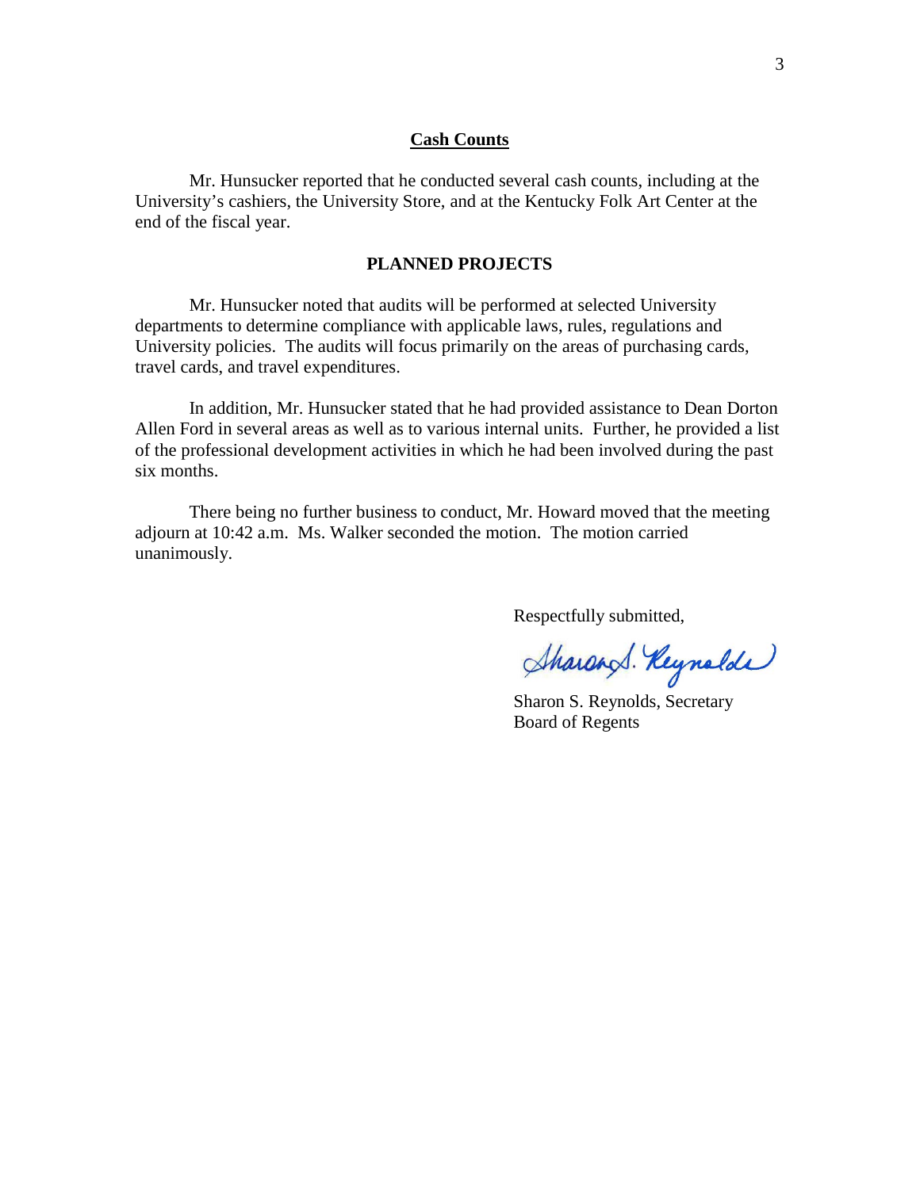## Cash Counts

Mr. Hunsucker reported that he conducted several cash counts, including at the University's cashiers, the University Store, and at the Kentucky Folk Art Center at the end of the fiscal year.

## PLANNED PROJECTS

Mr. Hunsucker noted that audits will be performed at selected University departments to determine compliance with applicable laws, rules, regulations and University policies. The audits will focus primarily on the areas of purchasing cards, travel cards, and travel expenditures.

In addition, Mr. Hunsucker stated that he had provided assistance to Dean Dorton Allen Ford in several areas as well as to various internal units. Further, he provided a list of the professional development activities in which he had been involved during the past six months.

There being no further business to conduct, Mr. Howard moved that the meeting adjourn at 10:42 a.m. Ms. Walker seconded the motion. The motion carried unanimously.

Respectfully submitted,

Sharon S. Reynolds

Sharon S. Reynolds, Secretary
Board of Regents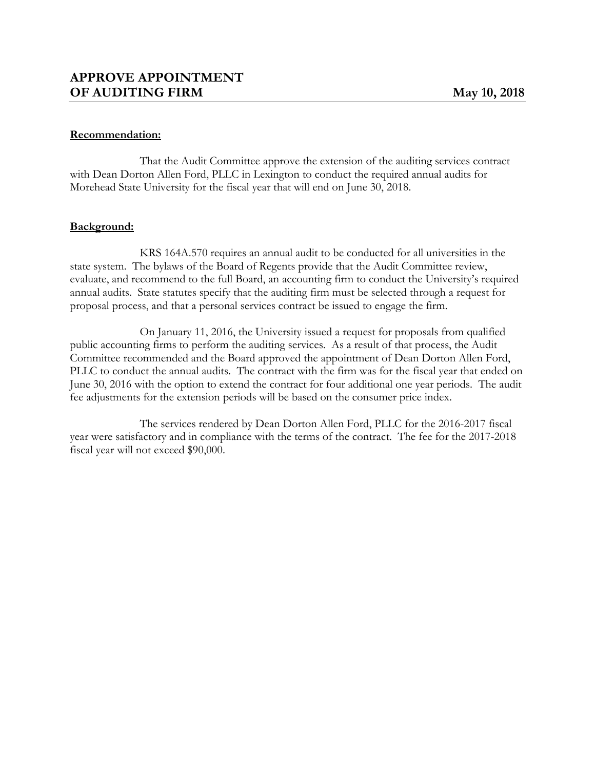## APPROVE APPOINTMENT OF AUDITING FIRM

**May 10, 2018**

**Recommendation:**

That the Audit Committee approve the extension of the auditing services contract with Dean Dorton Allen Ford, PLLC in Lexington to conduct the required annual audits for Morehead State University for the fiscal year that will end on June 30, 2018.

**Background:**

KRS 164A.570 requires an annual audit to be conducted for all universities in the state system. The bylaws of the Board of Regents provide that the Audit Committee review, evaluate, and recommend to the full Board, an accounting firm to conduct the University's required annual audits. State statutes specify that the auditing firm must be selected through a request for proposal process, and that a personal services contract be issued to engage the firm.

On January 11, 2016, the University issued a request for proposals from qualified public accounting firms to perform the auditing services. As a result of that process, the Audit Committee recommended and the Board approved the appointment of Dean Dorton Allen Ford, PLLC to conduct the annual audits. The contract with the firm was for the fiscal year that ended on June 30, 2016 with the option to extend the contract for four additional one year periods. The audit fee adjustments for the extension periods will be based on the consumer price index.

The services rendered by Dean Dorton Allen Ford, PLLC for the 2016-2017 fiscal year were satisfactory and in compliance with the terms of the contract. The fee for the 2017-2018 fiscal year will not exceed $90,000.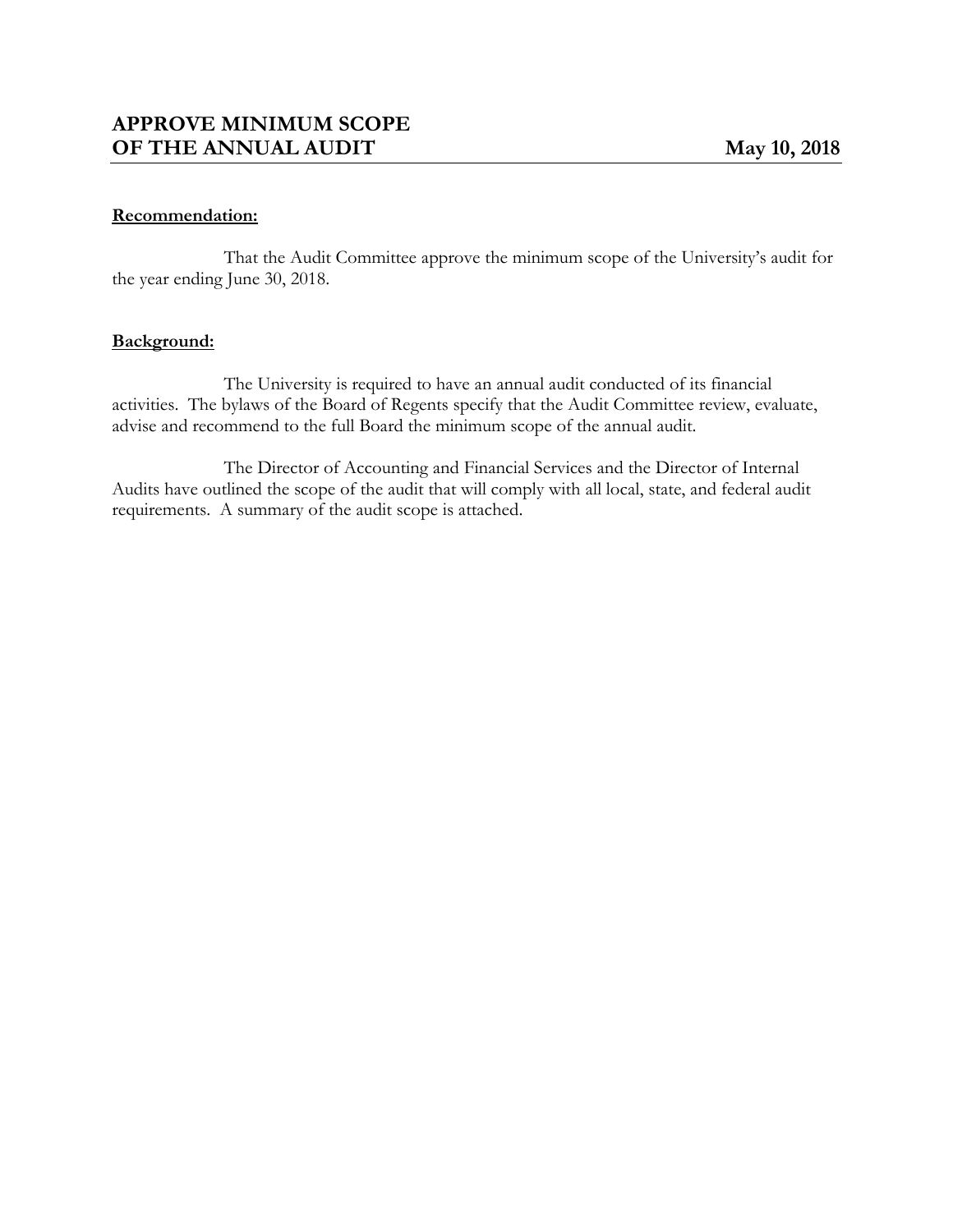# APPROVE MINIMUM SCOPE OF THE ANNUAL AUDIT

**May 10, 2018**

**Recommendation:**

That the Audit Committee approve the minimum scope of the University's audit for the year ending June 30, 2018.

**Background:**

The University is required to have an annual audit conducted of its financial activities. The bylaws of the Board of Regents specify that the Audit Committee review, evaluate, advise and recommend to the full Board the minimum scope of the annual audit.

The Director of Accounting and Financial Services and the Director of Internal Audits have outlined the scope of the audit that will comply with all local, state, and federal audit requirements. A summary of the audit scope is attached.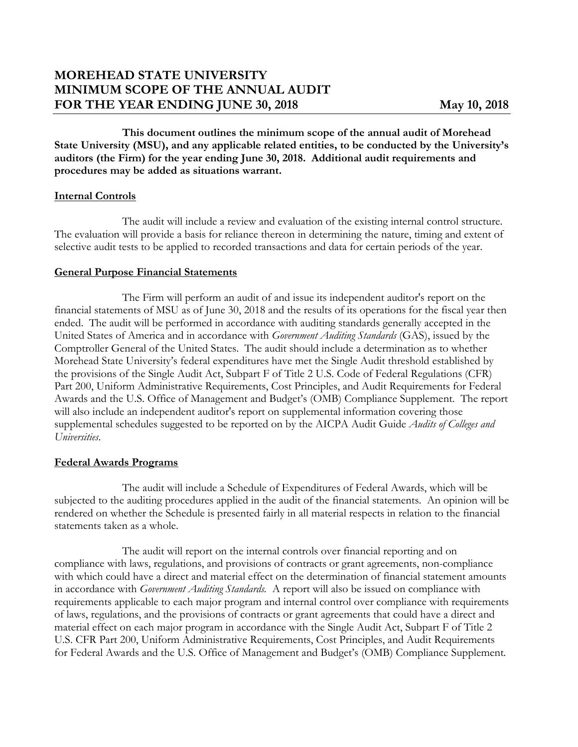# MOREHEAD STATE UNIVERSITY
# MINIMUM SCOPE OF THE ANNUAL AUDIT
# FOR THE YEAR ENDING JUNE 30, 2018 — May 10, 2018

**This document outlines the minimum scope of the annual audit of Morehead State University (MSU), and any applicable related entities, to be conducted by the University's auditors (the Firm) for the year ending June 30, 2018. Additional audit requirements and procedures may be added as situations warrant.**

## Internal Controls

The audit will include a review and evaluation of the existing internal control structure. The evaluation will provide a basis for reliance thereon in determining the nature, timing and extent of selective audit tests to be applied to recorded transactions and data for certain periods of the year.

## General Purpose Financial Statements

The Firm will perform an audit of and issue its independent auditor's report on the financial statements of MSU as of June 30, 2018 and the results of its operations for the fiscal year then ended. The audit will be performed in accordance with auditing standards generally accepted in the United States of America and in accordance with *Government Auditing Standards* (GAS), issued by the Comptroller General of the United States. The audit should include a determination as to whether Morehead State University's federal expenditures have met the Single Audit threshold established by the provisions of the Single Audit Act, Subpart F of Title 2 U.S. Code of Federal Regulations (CFR) Part 200, Uniform Administrative Requirements, Cost Principles, and Audit Requirements for Federal Awards and the U.S. Office of Management and Budget's (OMB) Compliance Supplement. The report will also include an independent auditor's report on supplemental information covering those supplemental schedules suggested to be reported on by the AICPA Audit Guide *Audits of Colleges and Universities*.

## Federal Awards Programs

The audit will include a Schedule of Expenditures of Federal Awards, which will be subjected to the auditing procedures applied in the audit of the financial statements. An opinion will be rendered on whether the Schedule is presented fairly in all material respects in relation to the financial statements taken as a whole.

The audit will report on the internal controls over financial reporting and on compliance with laws, regulations, and provisions of contracts or grant agreements, non-compliance with which could have a direct and material effect on the determination of financial statement amounts in accordance with *Government Auditing Standards.* A report will also be issued on compliance with requirements applicable to each major program and internal control over compliance with requirements of laws, regulations, and the provisions of contracts or grant agreements that could have a direct and material effect on each major program in accordance with the Single Audit Act, Subpart F of Title 2 U.S. CFR Part 200, Uniform Administrative Requirements, Cost Principles, and Audit Requirements for Federal Awards and the U.S. Office of Management and Budget's (OMB) Compliance Supplement.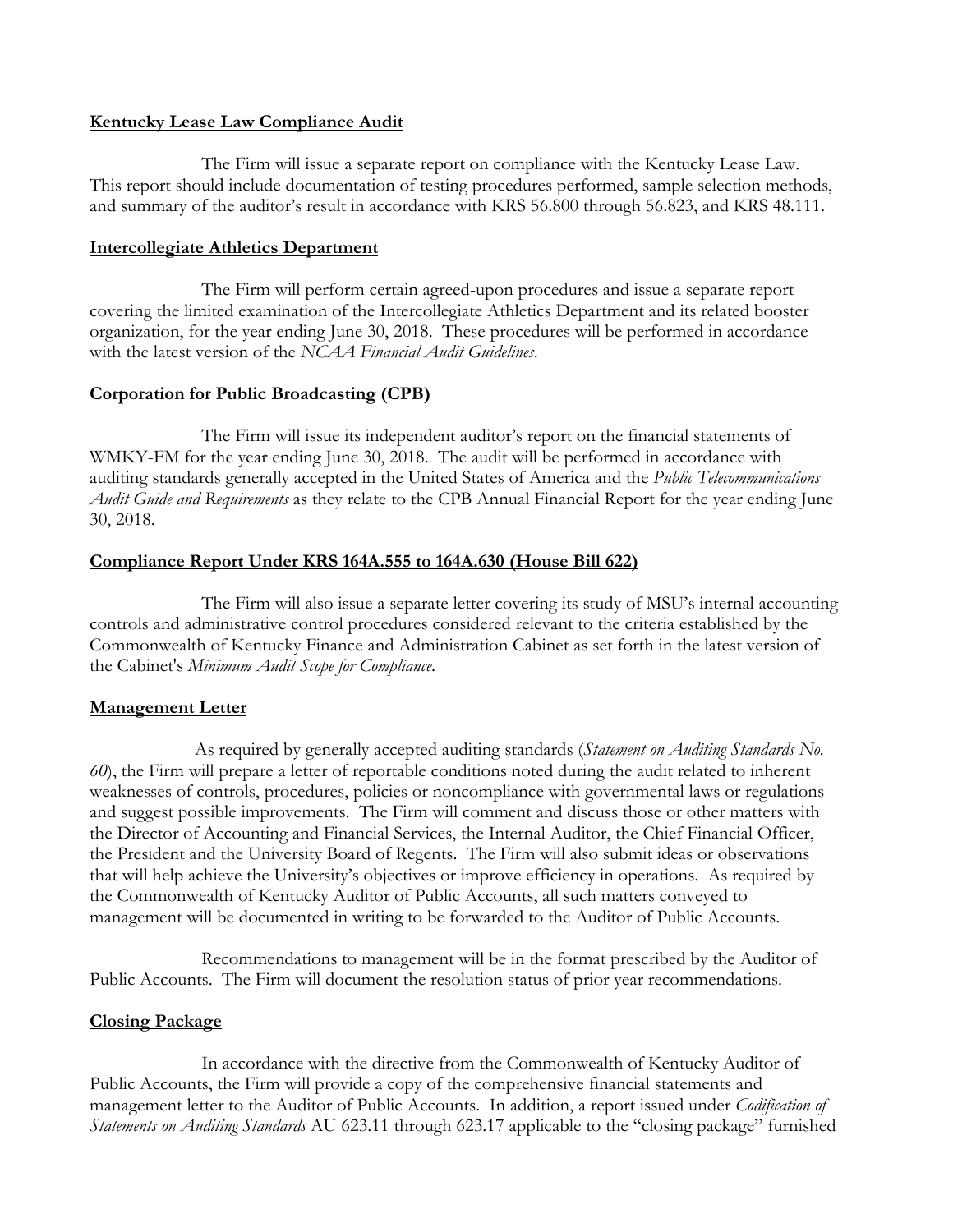**Kentucky Lease Law Compliance Audit**

The Firm will issue a separate report on compliance with the Kentucky Lease Law. This report should include documentation of testing procedures performed, sample selection methods, and summary of the auditor's result in accordance with KRS 56.800 through 56.823, and KRS 48.111.

**Intercollegiate Athletics Department**

The Firm will perform certain agreed-upon procedures and issue a separate report covering the limited examination of the Intercollegiate Athletics Department and its related booster organization, for the year ending June 30, 2018. These procedures will be performed in accordance with the latest version of the *NCAA Financial Audit Guidelines*.

**Corporation for Public Broadcasting (CPB)**

The Firm will issue its independent auditor's report on the financial statements of WMKY-FM for the year ending June 30, 2018. The audit will be performed in accordance with auditing standards generally accepted in the United States of America and the *Public Telecommunications Audit Guide and Requirements* as they relate to the CPB Annual Financial Report for the year ending June 30, 2018.

**Compliance Report Under KRS 164A.555 to 164A.630 (House Bill 622)**

The Firm will also issue a separate letter covering its study of MSU's internal accounting controls and administrative control procedures considered relevant to the criteria established by the Commonwealth of Kentucky Finance and Administration Cabinet as set forth in the latest version of the Cabinet's *Minimum Audit Scope for Compliance*.

**Management Letter**

As required by generally accepted auditing standards (*Statement on Auditing Standards No. 60*), the Firm will prepare a letter of reportable conditions noted during the audit related to inherent weaknesses of controls, procedures, policies or noncompliance with governmental laws or regulations and suggest possible improvements. The Firm will comment and discuss those or other matters with the Director of Accounting and Financial Services, the Internal Auditor, the Chief Financial Officer, the President and the University Board of Regents. The Firm will also submit ideas or observations that will help achieve the University's objectives or improve efficiency in operations. As required by the Commonwealth of Kentucky Auditor of Public Accounts, all such matters conveyed to management will be documented in writing to be forwarded to the Auditor of Public Accounts.

Recommendations to management will be in the format prescribed by the Auditor of Public Accounts. The Firm will document the resolution status of prior year recommendations.

**Closing Package**

In accordance with the directive from the Commonwealth of Kentucky Auditor of Public Accounts, the Firm will provide a copy of the comprehensive financial statements and management letter to the Auditor of Public Accounts. In addition, a report issued under *Codification of Statements on Auditing Standards* AU 623.11 through 623.17 applicable to the "closing package" furnished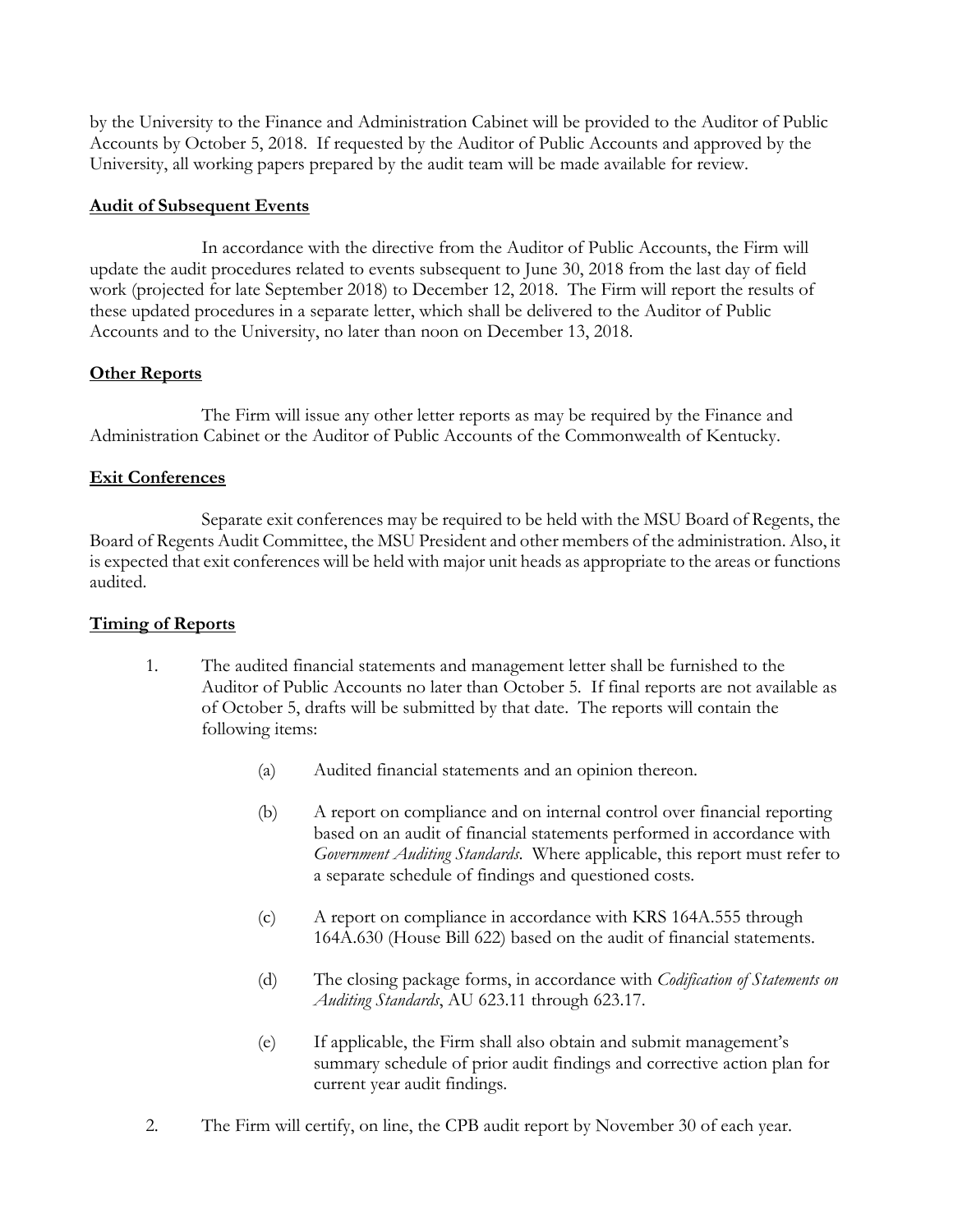by the University to the Finance and Administration Cabinet will be provided to the Auditor of Public Accounts by October 5, 2018. If requested by the Auditor of Public Accounts and approved by the University, all working papers prepared by the audit team will be made available for review.

**<u>Audit of Subsequent Events</u>**

In accordance with the directive from the Auditor of Public Accounts, the Firm will update the audit procedures related to events subsequent to June 30, 2018 from the last day of field work (projected for late September 2018) to December 12, 2018. The Firm will report the results of these updated procedures in a separate letter, which shall be delivered to the Auditor of Public Accounts and to the University, no later than noon on December 13, 2018.

**<u>Other Reports</u>**

The Firm will issue any other letter reports as may be required by the Finance and Administration Cabinet or the Auditor of Public Accounts of the Commonwealth of Kentucky.

**<u>Exit Conferences</u>**

Separate exit conferences may be required to be held with the MSU Board of Regents, the Board of Regents Audit Committee, the MSU President and other members of the administration. Also, it is expected that exit conferences will be held with major unit heads as appropriate to the areas or functions audited.

**<u>Timing of Reports</u>**

1. The audited financial statements and management letter shall be furnished to the Auditor of Public Accounts no later than October 5. If final reports are not available as of October 5, drafts will be submitted by that date. The reports will contain the following items:

   (a) Audited financial statements and an opinion thereon.

   (b) A report on compliance and on internal control over financial reporting based on an audit of financial statements performed in accordance with *Government Auditing Standards*. Where applicable, this report must refer to a separate schedule of findings and questioned costs.

   (c) A report on compliance in accordance with KRS 164A.555 through 164A.630 (House Bill 622) based on the audit of financial statements.

   (d) The closing package forms, in accordance with *Codification of Statements on Auditing Standards*, AU 623.11 through 623.17.

   (e) If applicable, the Firm shall also obtain and submit management's summary schedule of prior audit findings and corrective action plan for current year audit findings.

2. The Firm will certify, on line, the CPB audit report by November 30 of each year.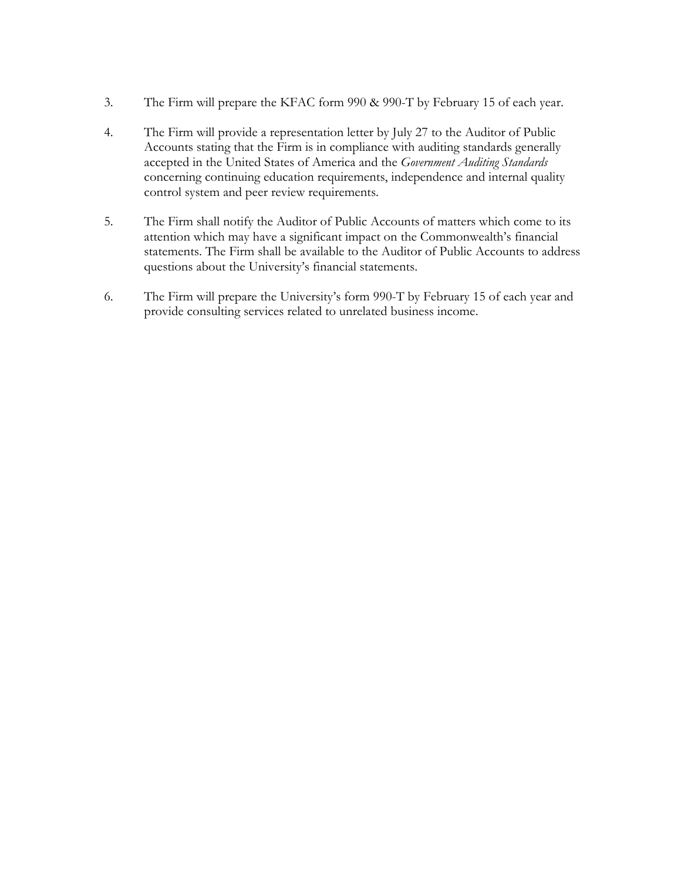3. The Firm will prepare the KFAC form 990 & 990-T by February 15 of each year.

4. The Firm will provide a representation letter by July 27 to the Auditor of Public Accounts stating that the Firm is in compliance with auditing standards generally accepted in the United States of America and the *Government Auditing Standards* concerning continuing education requirements, independence and internal quality control system and peer review requirements.

5. The Firm shall notify the Auditor of Public Accounts of matters which come to its attention which may have a significant impact on the Commonwealth's financial statements. The Firm shall be available to the Auditor of Public Accounts to address questions about the University's financial statements.

6. The Firm will prepare the University's form 990-T by February 15 of each year and provide consulting services related to unrelated business income.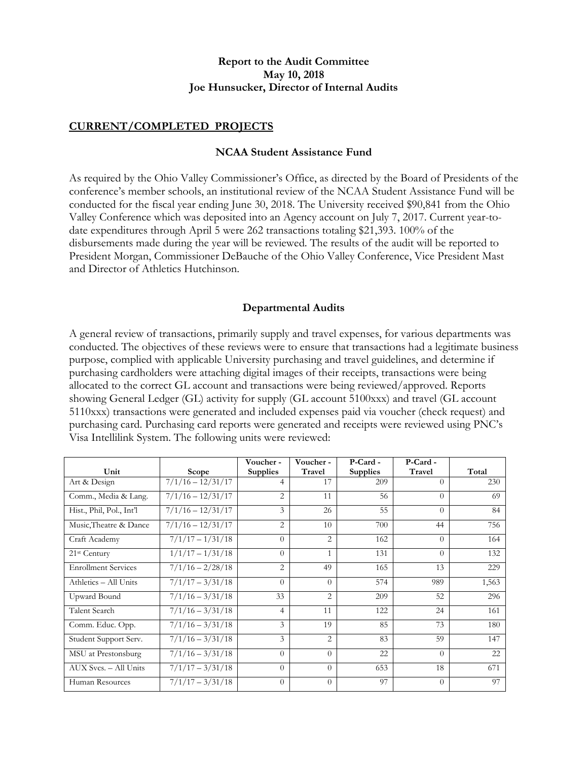**Report to the Audit Committee**
**May 10, 2018**
**Joe Hunsucker, Director of Internal Audits**

## CURRENT/COMPLETED PROJECTS

### NCAA Student Assistance Fund

As required by the Ohio Valley Commissioner's Office, as directed by the Board of Presidents of the conference's member schools, an institutional review of the NCAA Student Assistance Fund will be conducted for the fiscal year ending June 30, 2018. The University received $90,841 from the Ohio Valley Conference which was deposited into an Agency account on July 7, 2017. Current year-to-date expenditures through April 5 were 262 transactions totaling $21,393. 100% of the disbursements made during the year will be reviewed. The results of the audit will be reported to President Morgan, Commissioner DeBauche of the Ohio Valley Conference, Vice President Mast and Director of Athletics Hutchinson.

### Departmental Audits

A general review of transactions, primarily supply and travel expenses, for various departments was conducted. The objectives of these reviews were to ensure that transactions had a legitimate business purpose, complied with applicable University purchasing and travel guidelines, and determine if purchasing cardholders were attaching digital images of their receipts, transactions were being allocated to the correct GL account and transactions were being reviewed/approved. Reports showing General Ledger (GL) activity for supply (GL account 5100xxx) and travel (GL account 5110xxx) transactions were generated and included expenses paid via voucher (check request) and purchasing card. Purchasing card reports were generated and receipts were reviewed using PNC's Visa Intellilink System. The following units were reviewed:

| Unit | Scope | Voucher - Supplies | Voucher - Travel | P-Card - Supplies | P-Card - Travel | Total |
|---|---|---|---|---|---|---|
| Art & Design | 7/1/16 – 12/31/17 | 4 | 17 | 209 | 0 | 230 |
| Comm., Media & Lang. | 7/1/16 – 12/31/17 | 2 | 11 | 56 | 0 | 69 |
| Hist., Phil, Pol., Int'l | 7/1/16 – 12/31/17 | 3 | 26 | 55 | 0 | 84 |
| Music,Theatre & Dance | 7/1/16 – 12/31/17 | 2 | 10 | 700 | 44 | 756 |
| Craft Academy | 7/1/17 – 1/31/18 | 0 | 2 | 162 | 0 | 164 |
| 21st Century | 1/1/17 – 1/31/18 | 0 | 1 | 131 | 0 | 132 |
| Enrollment Services | 7/1/16 – 2/28/18 | 2 | 49 | 165 | 13 | 229 |
| Athletics – All Units | 7/1/17 – 3/31/18 | 0 | 0 | 574 | 989 | 1,563 |
| Upward Bound | 7/1/16 – 3/31/18 | 33 | 2 | 209 | 52 | 296 |
| Talent Search | 7/1/16 – 3/31/18 | 4 | 11 | 122 | 24 | 161 |
| Comm. Educ. Opp. | 7/1/16 – 3/31/18 | 3 | 19 | 85 | 73 | 180 |
| Student Support Serv. | 7/1/16 – 3/31/18 | 3 | 2 | 83 | 59 | 147 |
| MSU at Prestonsburg | 7/1/16 – 3/31/18 | 0 | 0 | 22 | 0 | 22 |
| AUX Svcs. – All Units | 7/1/17 – 3/31/18 | 0 | 0 | 653 | 18 | 671 |
| Human Resources | 7/1/17 – 3/31/18 | 0 | 0 | 97 | 0 | 97 |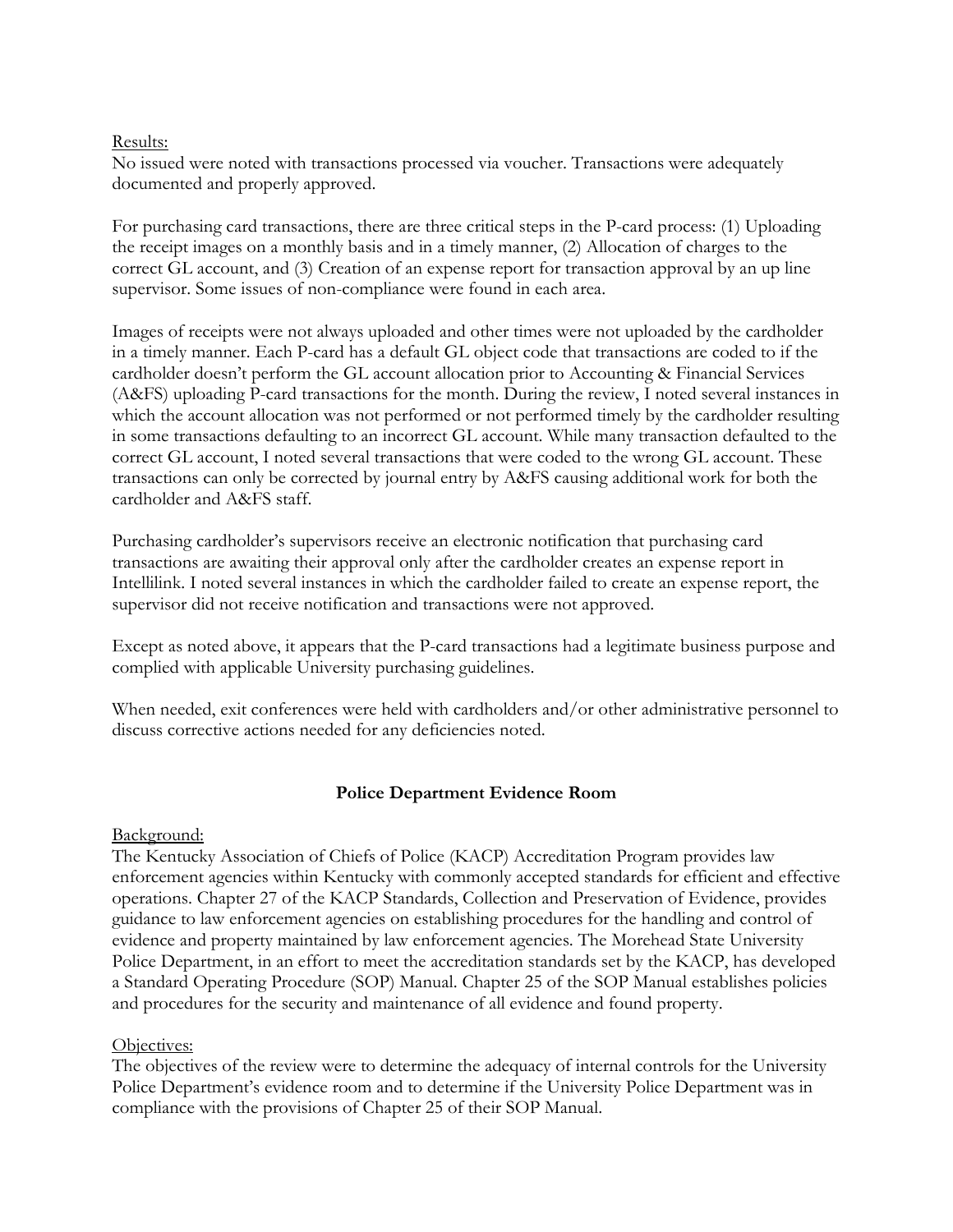Results:

No issued were noted with transactions processed via voucher. Transactions were adequately documented and properly approved.

For purchasing card transactions, there are three critical steps in the P-card process: (1) Uploading the receipt images on a monthly basis and in a timely manner, (2) Allocation of charges to the correct GL account, and (3) Creation of an expense report for transaction approval by an up line supervisor. Some issues of non-compliance were found in each area.

Images of receipts were not always uploaded and other times were not uploaded by the cardholder in a timely manner. Each P-card has a default GL object code that transactions are coded to if the cardholder doesn't perform the GL account allocation prior to Accounting & Financial Services (A&FS) uploading P-card transactions for the month. During the review, I noted several instances in which the account allocation was not performed or not performed timely by the cardholder resulting in some transactions defaulting to an incorrect GL account. While many transaction defaulted to the correct GL account, I noted several transactions that were coded to the wrong GL account. These transactions can only be corrected by journal entry by A&FS causing additional work for both the cardholder and A&FS staff.

Purchasing cardholder's supervisors receive an electronic notification that purchasing card transactions are awaiting their approval only after the cardholder creates an expense report in Intellilink. I noted several instances in which the cardholder failed to create an expense report, the supervisor did not receive notification and transactions were not approved.

Except as noted above, it appears that the P-card transactions had a legitimate business purpose and complied with applicable University purchasing guidelines.

When needed, exit conferences were held with cardholders and/or other administrative personnel to discuss corrective actions needed for any deficiencies noted.

## Police Department Evidence Room

Background:

The Kentucky Association of Chiefs of Police (KACP) Accreditation Program provides law enforcement agencies within Kentucky with commonly accepted standards for efficient and effective operations. Chapter 27 of the KACP Standards, Collection and Preservation of Evidence, provides guidance to law enforcement agencies on establishing procedures for the handling and control of evidence and property maintained by law enforcement agencies. The Morehead State University Police Department, in an effort to meet the accreditation standards set by the KACP, has developed a Standard Operating Procedure (SOP) Manual. Chapter 25 of the SOP Manual establishes policies and procedures for the security and maintenance of all evidence and found property.

Objectives:

The objectives of the review were to determine the adequacy of internal controls for the University Police Department's evidence room and to determine if the University Police Department was in compliance with the provisions of Chapter 25 of their SOP Manual.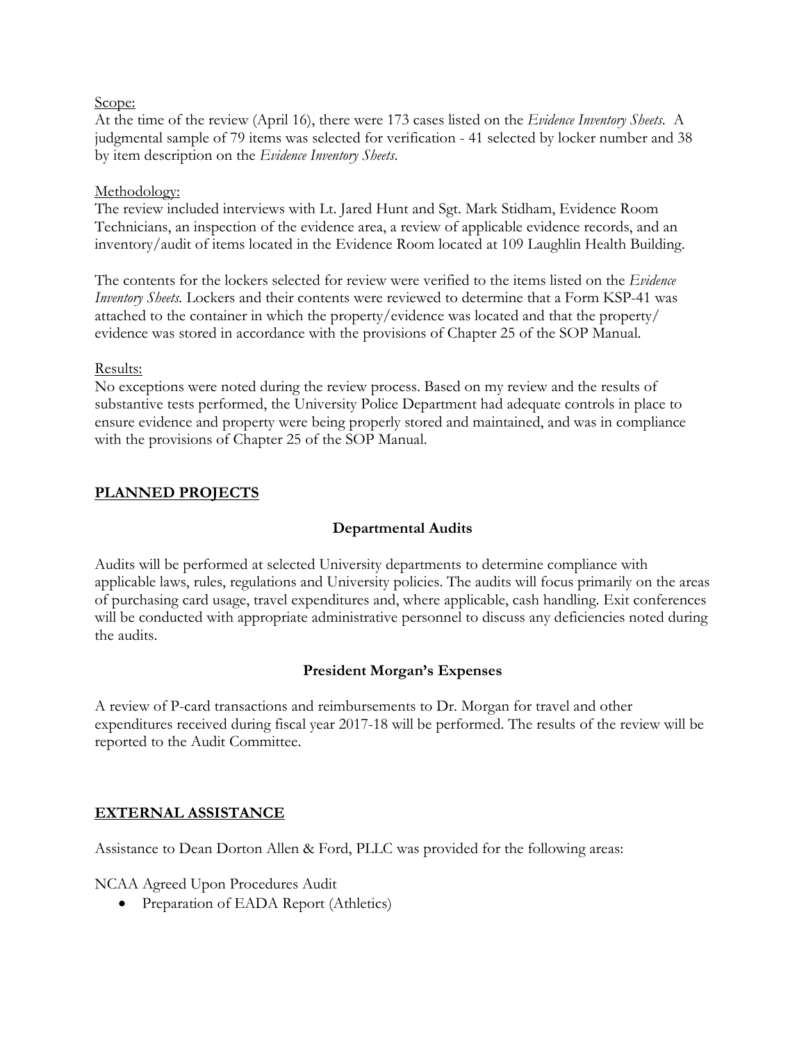Scope:
At the time of the review (April 16), there were 173 cases listed on the *Evidence Inventory Sheets*. A judgmental sample of 79 items was selected for verification - 41 selected by locker number and 38 by item description on the *Evidence Inventory Sheets*.

Methodology:
The review included interviews with Lt. Jared Hunt and Sgt. Mark Stidham, Evidence Room Technicians, an inspection of the evidence area, a review of applicable evidence records, and an inventory/audit of items located in the Evidence Room located at 109 Laughlin Health Building.

The contents for the lockers selected for review were verified to the items listed on the *Evidence Inventory Sheets.* Lockers and their contents were reviewed to determine that a Form KSP-41 was attached to the container in which the property/evidence was located and that the property/evidence was stored in accordance with the provisions of Chapter 25 of the SOP Manual.

Results:
No exceptions were noted during the review process. Based on my review and the results of substantive tests performed, the University Police Department had adequate controls in place to ensure evidence and property were being properly stored and maintained, and was in compliance with the provisions of Chapter 25 of the SOP Manual.

## PLANNED PROJECTS

### Departmental Audits

Audits will be performed at selected University departments to determine compliance with applicable laws, rules, regulations and University policies. The audits will focus primarily on the areas of purchasing card usage, travel expenditures and, where applicable, cash handling. Exit conferences will be conducted with appropriate administrative personnel to discuss any deficiencies noted during the audits.

### President Morgan's Expenses

A review of P-card transactions and reimbursements to Dr. Morgan for travel and other expenditures received during fiscal year 2017-18 will be performed. The results of the review will be reported to the Audit Committee.

## EXTERNAL ASSISTANCE

Assistance to Dean Dorton Allen & Ford, PLLC was provided for the following areas:

NCAA Agreed Upon Procedures Audit

- Preparation of EADA Report (Athletics)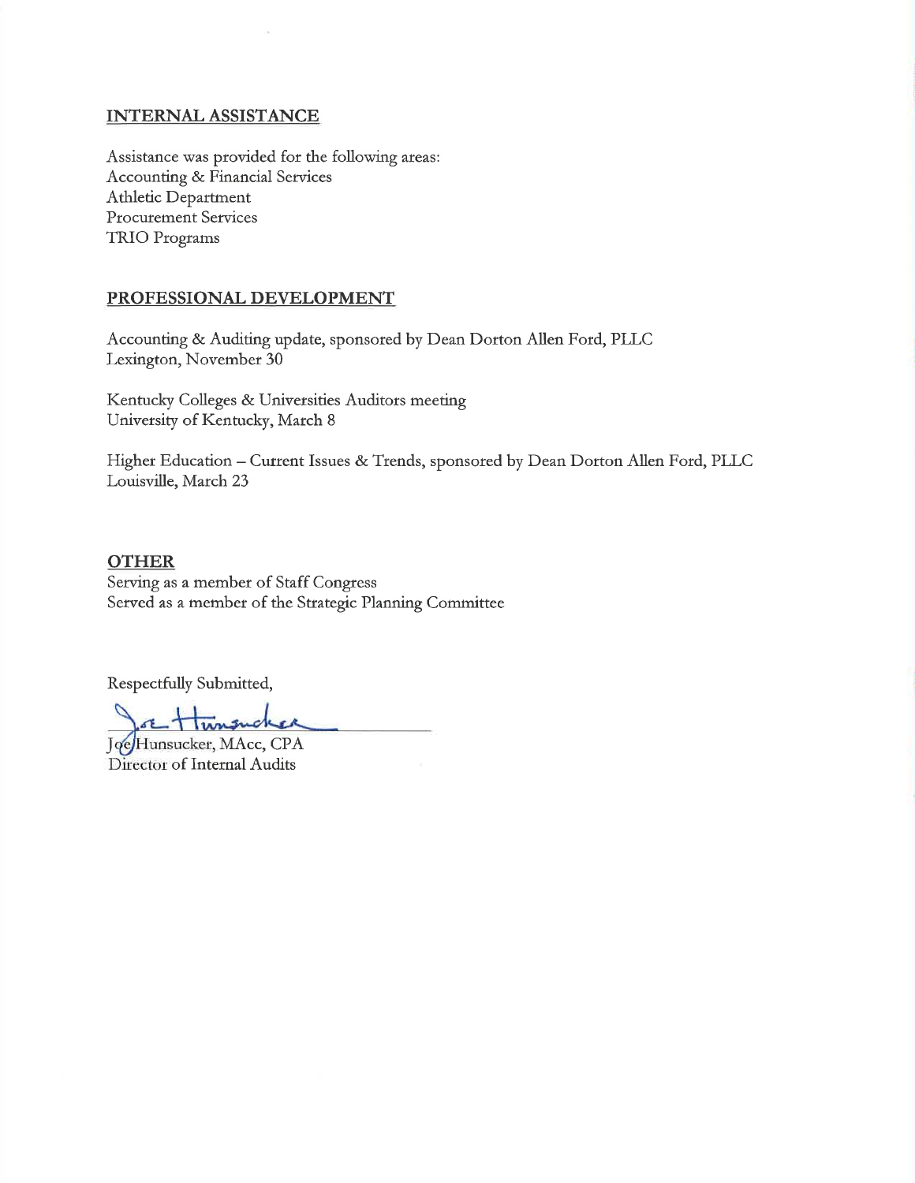## INTERNAL ASSISTANCE

Assistance was provided for the following areas:
Accounting & Financial Services
Athletic Department
Procurement Services
TRIO Programs

## PROFESSIONAL DEVELOPMENT

Accounting & Auditing update, sponsored by Dean Dorton Allen Ford, PLLC
Lexington, November 30

Kentucky Colleges & Universities Auditors meeting
University of Kentucky, March 8

Higher Education – Current Issues & Trends, sponsored by Dean Dorton Allen Ford, PLLC
Louisville, March 23

## OTHER

Serving as a member of Staff Congress
Served as a member of the Strategic Planning Committee

Respectfully Submitted,

Joe Hunsucker, MAcc, CPA
Director of Internal Audits